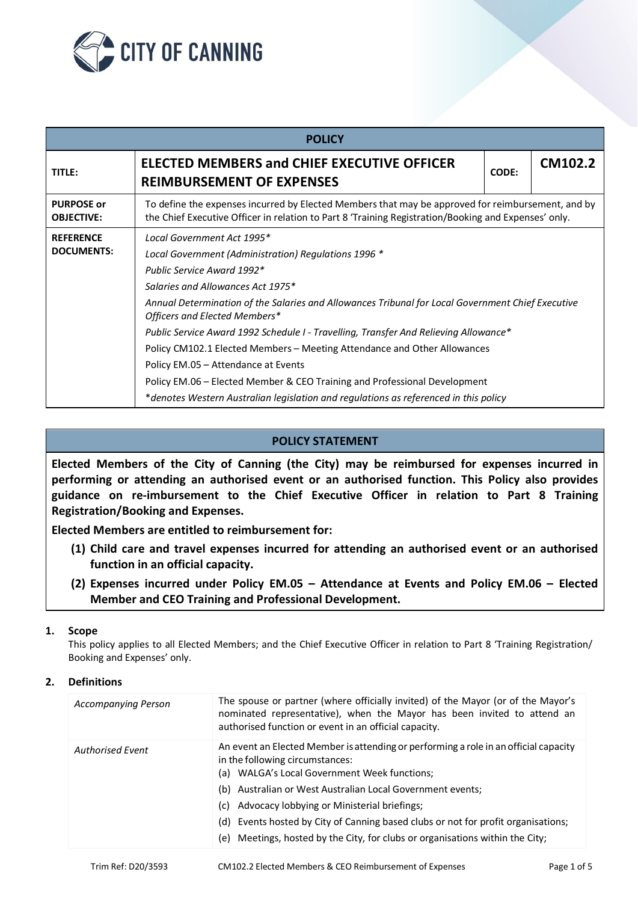| POLICY | | | |
|---|---|---|---|
| **TITLE:** | **ELECTED MEMBERS and CHIEF EXECUTIVE OFFICER REIMBURSEMENT OF EXPENSES** | **CODE:** | **CM102.2** |
| **PURPOSE or OBJECTIVE:** | To define the expenses incurred by Elected Members that may be approved for reimbursement, and by the Chief Executive Officer in relation to Part 8 'Training Registration/Booking and Expenses' only. | | |
| **REFERENCE DOCUMENTS:** | *Local Government Act 1995** <br> *Local Government (Administration) Regulations 1996 ** <br> *Public Service Award 1992** <br> *Salaries and Allowances Act 1975** <br> *Annual Determination of the Salaries and Allowances Tribunal for Local Government Chief Executive Officers and Elected Members** <br> *Public Service Award 1992 Schedule I - Travelling, Transfer And Relieving Allowance** <br> Policy CM102.1 Elected Members – Meeting Attendance and Other Allowances <br> Policy EM.05 – Attendance at Events <br> Policy EM.06 – Elected Member & CEO Training and Professional Development <br> **denotes Western Australian legislation and regulations as referenced in this policy* | | |

## POLICY STATEMENT

**Elected Members of the City of Canning (the City) may be reimbursed for expenses incurred in performing or attending an authorised event or an authorised function. This Policy also provides guidance on re-imbursement to the Chief Executive Officer in relation to Part 8 Training Registration/Booking and Expenses.**

**Elected Members are entitled to reimbursement for:**

**(1) Child care and travel expenses incurred for attending an authorised event or an authorised function in an official capacity.**

**(2) Expenses incurred under Policy EM.05 – Attendance at Events and Policy EM.06 – Elected Member and CEO Training and Professional Development.**

### 1. Scope

This policy applies to all Elected Members; and the Chief Executive Officer in relation to Part 8 'Training Registration/ Booking and Expenses' only.

### 2. Definitions

| | |
|---|---|
| *Accompanying Person* | The spouse or partner (where officially invited) of the Mayor (or of the Mayor's nominated representative), when the Mayor has been invited to attend an authorised function or event in an official capacity. |
| *Authorised Event* | An event an Elected Member is attending or performing a role in an official capacity in the following circumstances: <br> (a) WALGA's Local Government Week functions; <br> (b) Australian or West Australian Local Government events; <br> (c) Advocacy lobbying or Ministerial briefings; <br> (d) Events hosted by City of Canning based clubs or not for profit organisations; <br> (e) Meetings, hosted by the City, for clubs or organisations within the City; |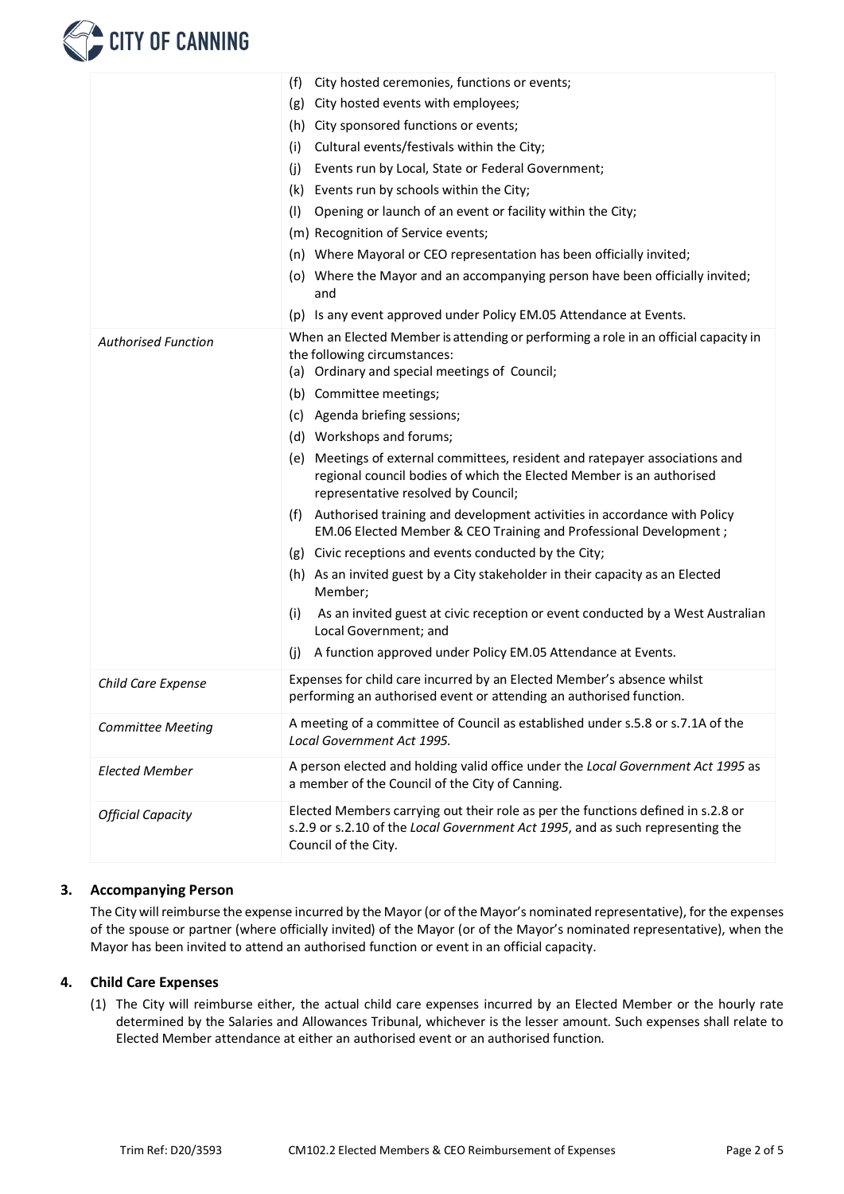| | |
|---|---|
| | (f) City hosted ceremonies, functions or events;<br>(g) City hosted events with employees;<br>(h) City sponsored functions or events;<br>(i) Cultural events/festivals within the City;<br>(j) Events run by Local, State or Federal Government;<br>(k) Events run by schools within the City;<br>(l) Opening or launch of an event or facility within the City;<br>(m) Recognition of Service events;<br>(n) Where Mayoral or CEO representation has been officially invited;<br>(o) Where the Mayor and an accompanying person have been officially invited; and<br>(p) Is any event approved under Policy EM.05 Attendance at Events. |
| *Authorised Function* | When an Elected Member is attending or performing a role in an official capacity in the following circumstances:<br>(a) Ordinary and special meetings of Council;<br>(b) Committee meetings;<br>(c) Agenda briefing sessions;<br>(d) Workshops and forums;<br>(e) Meetings of external committees, resident and ratepayer associations and regional council bodies of which the Elected Member is an authorised representative resolved by Council;<br>(f) Authorised training and development activities in accordance with Policy EM.06 Elected Member & CEO Training and Professional Development ;<br>(g) Civic receptions and events conducted by the City;<br>(h) As an invited guest by a City stakeholder in their capacity as an Elected Member;<br>(i) As an invited guest at civic reception or event conducted by a West Australian Local Government; and<br>(j) A function approved under Policy EM.05 Attendance at Events. |
| *Child Care Expense* | Expenses for child care incurred by an Elected Member's absence whilst performing an authorised event or attending an authorised function. |
| *Committee Meeting* | A meeting of a committee of Council as established under s.5.8 or s.7.1A of the *Local Government Act 1995.* |
| *Elected Member* | A person elected and holding valid office under the *Local Government Act 1995* as a member of the Council of the City of Canning. |
| *Official Capacity* | Elected Members carrying out their role as per the functions defined in s.2.8 or s.2.9 or s.2.10 of the *Local Government Act 1995*, and as such representing the Council of the City. |

## 3. Accompanying Person

The City will reimburse the expense incurred by the Mayor (or of the Mayor's nominated representative), for the expenses of the spouse or partner (where officially invited) of the Mayor (or of the Mayor's nominated representative), when the Mayor has been invited to attend an authorised function or event in an official capacity.

## 4. Child Care Expenses

(1) The City will reimburse either, the actual child care expenses incurred by an Elected Member or the hourly rate determined by the Salaries and Allowances Tribunal, whichever is the lesser amount. Such expenses shall relate to Elected Member attendance at either an authorised event or an authorised function.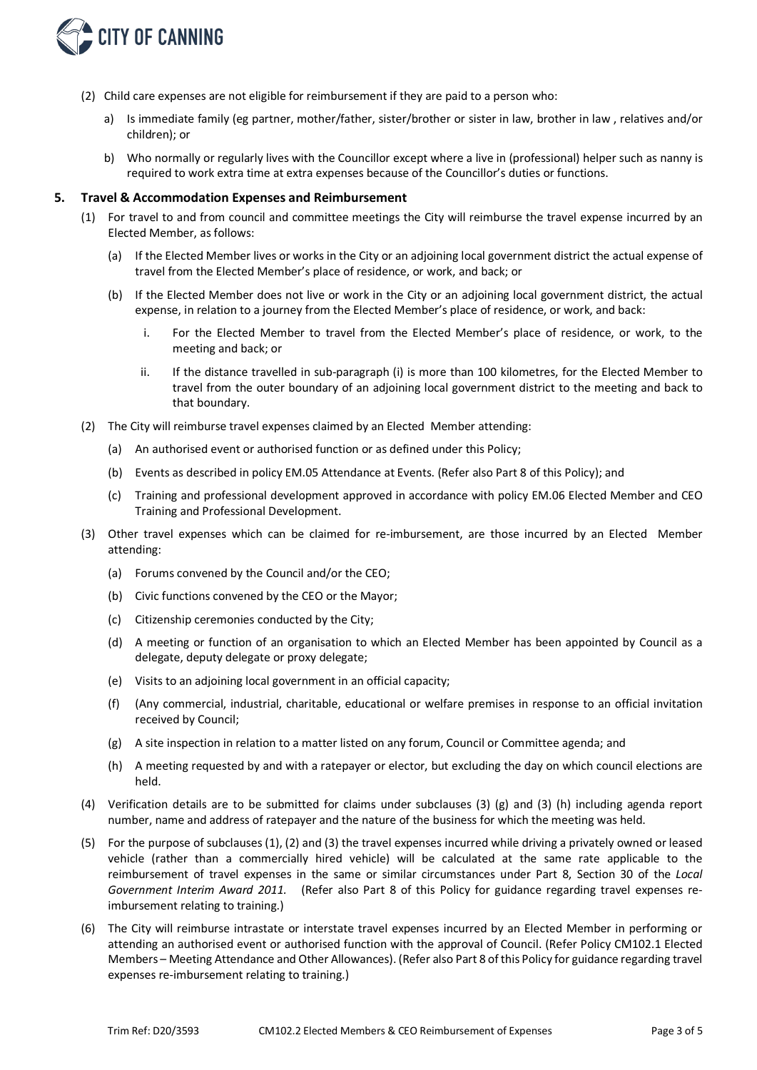(2) Child care expenses are not eligible for reimbursement if they are paid to a person who:

a) Is immediate family (eg partner, mother/father, sister/brother or sister in law, brother in law , relatives and/or children); or

b) Who normally or regularly lives with the Councillor except where a live in (professional) helper such as nanny is required to work extra time at extra expenses because of the Councillor's duties or functions.

## 5. Travel & Accommodation Expenses and Reimbursement

(1) For travel to and from council and committee meetings the City will reimburse the travel expense incurred by an Elected Member, as follows:

(a) If the Elected Member lives or works in the City or an adjoining local government district the actual expense of travel from the Elected Member's place of residence, or work, and back; or

(b) If the Elected Member does not live or work in the City or an adjoining local government district, the actual expense, in relation to a journey from the Elected Member's place of residence, or work, and back:

i. For the Elected Member to travel from the Elected Member's place of residence, or work, to the meeting and back; or

ii. If the distance travelled in sub-paragraph (i) is more than 100 kilometres, for the Elected Member to travel from the outer boundary of an adjoining local government district to the meeting and back to that boundary.

(2) The City will reimburse travel expenses claimed by an Elected Member attending:

(a) An authorised event or authorised function or as defined under this Policy;

(b) Events as described in policy EM.05 Attendance at Events. (Refer also Part 8 of this Policy); and

(c) Training and professional development approved in accordance with policy EM.06 Elected Member and CEO Training and Professional Development.

(3) Other travel expenses which can be claimed for re-imbursement, are those incurred by an Elected Member attending:

(a) Forums convened by the Council and/or the CEO;

(b) Civic functions convened by the CEO or the Mayor;

(c) Citizenship ceremonies conducted by the City;

(d) A meeting or function of an organisation to which an Elected Member has been appointed by Council as a delegate, deputy delegate or proxy delegate;

(e) Visits to an adjoining local government in an official capacity;

(f) (Any commercial, industrial, charitable, educational or welfare premises in response to an official invitation received by Council;

(g) A site inspection in relation to a matter listed on any forum, Council or Committee agenda; and

(h) A meeting requested by and with a ratepayer or elector, but excluding the day on which council elections are held.

(4) Verification details are to be submitted for claims under subclauses (3) (g) and (3) (h) including agenda report number, name and address of ratepayer and the nature of the business for which the meeting was held.

(5) For the purpose of subclauses (1), (2) and (3) the travel expenses incurred while driving a privately owned or leased vehicle (rather than a commercially hired vehicle) will be calculated at the same rate applicable to the reimbursement of travel expenses in the same or similar circumstances under Part 8, Section 30 of the *Local Government Interim Award 2011.* (Refer also Part 8 of this Policy for guidance regarding travel expenses re-imbursement relating to training.)

(6) The City will reimburse intrastate or interstate travel expenses incurred by an Elected Member in performing or attending an authorised event or authorised function with the approval of Council. (Refer Policy CM102.1 Elected Members – Meeting Attendance and Other Allowances). (Refer also Part 8 of this Policy for guidance regarding travel expenses re-imbursement relating to training.)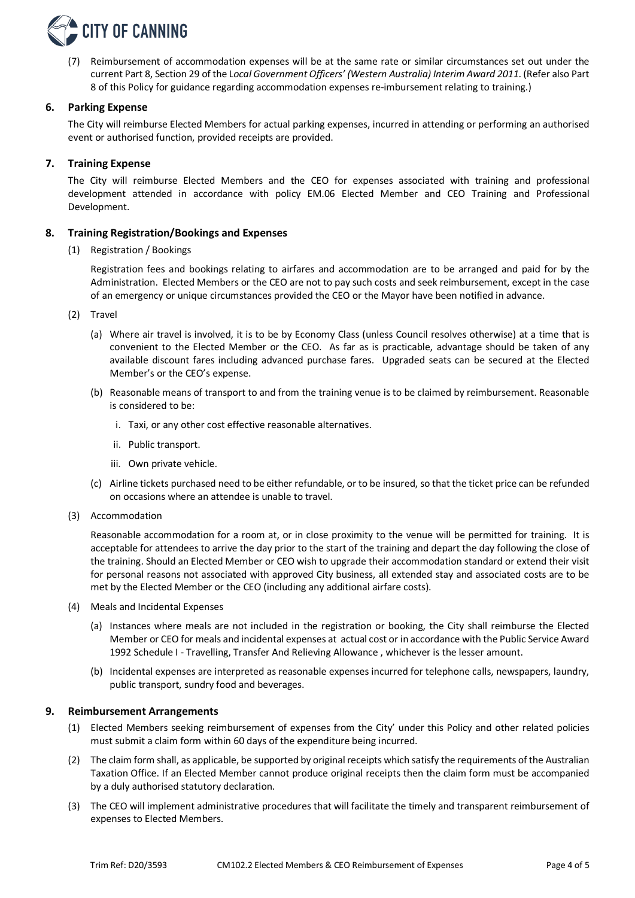(7) Reimbursement of accommodation expenses will be at the same rate or similar circumstances set out under the current Part 8, Section 29 of the L*ocal Government Officers' (Western Australia) Interim Award 2011*. (Refer also Part 8 of this Policy for guidance regarding accommodation expenses re-imbursement relating to training.)

## 6. Parking Expense

The City will reimburse Elected Members for actual parking expenses, incurred in attending or performing an authorised event or authorised function, provided receipts are provided.

## 7. Training Expense

The City will reimburse Elected Members and the CEO for expenses associated with training and professional development attended in accordance with policy EM.06 Elected Member and CEO Training and Professional Development.

## 8. Training Registration/Bookings and Expenses

(1) Registration / Bookings

Registration fees and bookings relating to airfares and accommodation are to be arranged and paid for by the Administration. Elected Members or the CEO are not to pay such costs and seek reimbursement, except in the case of an emergency or unique circumstances provided the CEO or the Mayor have been notified in advance.

(2) Travel

(a) Where air travel is involved, it is to be by Economy Class (unless Council resolves otherwise) at a time that is convenient to the Elected Member or the CEO. As far as is practicable, advantage should be taken of any available discount fares including advanced purchase fares. Upgraded seats can be secured at the Elected Member's or the CEO's expense.

(b) Reasonable means of transport to and from the training venue is to be claimed by reimbursement. Reasonable is considered to be:

i. Taxi, or any other cost effective reasonable alternatives.

ii. Public transport.

iii. Own private vehicle.

(c) Airline tickets purchased need to be either refundable, or to be insured, so that the ticket price can be refunded on occasions where an attendee is unable to travel.

(3) Accommodation

Reasonable accommodation for a room at, or in close proximity to the venue will be permitted for training. It is acceptable for attendees to arrive the day prior to the start of the training and depart the day following the close of the training. Should an Elected Member or CEO wish to upgrade their accommodation standard or extend their visit for personal reasons not associated with approved City business, all extended stay and associated costs are to be met by the Elected Member or the CEO (including any additional airfare costs).

(4) Meals and Incidental Expenses

(a) Instances where meals are not included in the registration or booking, the City shall reimburse the Elected Member or CEO for meals and incidental expenses at actual cost or in accordance with the Public Service Award 1992 Schedule I - Travelling, Transfer And Relieving Allowance , whichever is the lesser amount.

(b) Incidental expenses are interpreted as reasonable expenses incurred for telephone calls, newspapers, laundry, public transport, sundry food and beverages.

## 9. Reimbursement Arrangements

(1) Elected Members seeking reimbursement of expenses from the City' under this Policy and other related policies must submit a claim form within 60 days of the expenditure being incurred.

(2) The claim form shall, as applicable, be supported by original receipts which satisfy the requirements of the Australian Taxation Office. If an Elected Member cannot produce original receipts then the claim form must be accompanied by a duly authorised statutory declaration.

(3) The CEO will implement administrative procedures that will facilitate the timely and transparent reimbursement of expenses to Elected Members.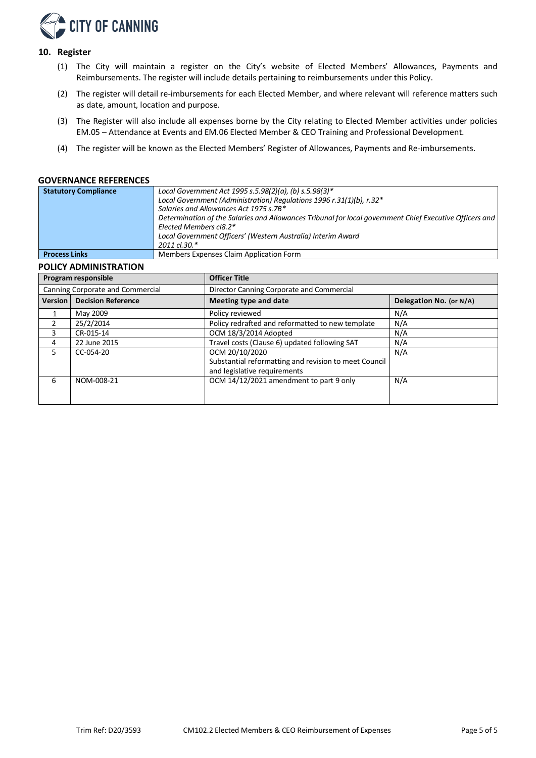## 10. Register

(1) The City will maintain a register on the City's website of Elected Members' Allowances, Payments and Reimbursements. The register will include details pertaining to reimbursements under this Policy.

(2) The register will detail re-imbursements for each Elected Member, and where relevant will reference matters such as date, amount, location and purpose.

(3) The Register will also include all expenses borne by the City relating to Elected Member activities under policies EM.05 – Attendance at Events and EM.06 Elected Member & CEO Training and Professional Development.

(4) The register will be known as the Elected Members' Register of Allowances, Payments and Re-imbursements.

## GOVERNANCE REFERENCES

| | |
|---|---|
| **Statutory Compliance** | *Local Government Act 1995 s.5.98(2)(a), (b) s.5.98(3)** <br> *Local Government (Administration) Regulations 1996 r.31(1)(b), r.32** <br> *Salaries and Allowances Act 1975 s.7B** <br> *Determination of the Salaries and Allowances Tribunal for local government Chief Executive Officers and Elected Members cl8.2** <br> *Local Government Officers' (Western Australia) Interim Award 2011 cl.30.** |
| **Process Links** | Members Expenses Claim Application Form |

## POLICY ADMINISTRATION

| Program responsible | | Officer Title | |
|---|---|---|---|
| Canning Corporate and Commercial | | Director Canning Corporate and Commercial | |
| **Version** | **Decision Reference** | **Meeting type and date** | **Delegation No. (or N/A)** |
| 1 | May 2009 | Policy reviewed | N/A |
| 2 | 25/2/2014 | Policy redrafted and reformatted to new template | N/A |
| 3 | CR-015-14 | OCM 18/3/2014 Adopted | N/A |
| 4 | 22 June 2015 | Travel costs (Clause 6) updated following SAT | N/A |
| 5 | CC-054-20 | OCM 20/10/2020 <br> Substantial reformatting and revision to meet Council and legislative requirements | N/A |
| 6 | NOM-008-21 | OCM 14/12/2021 amendment to part 9 only | N/A |